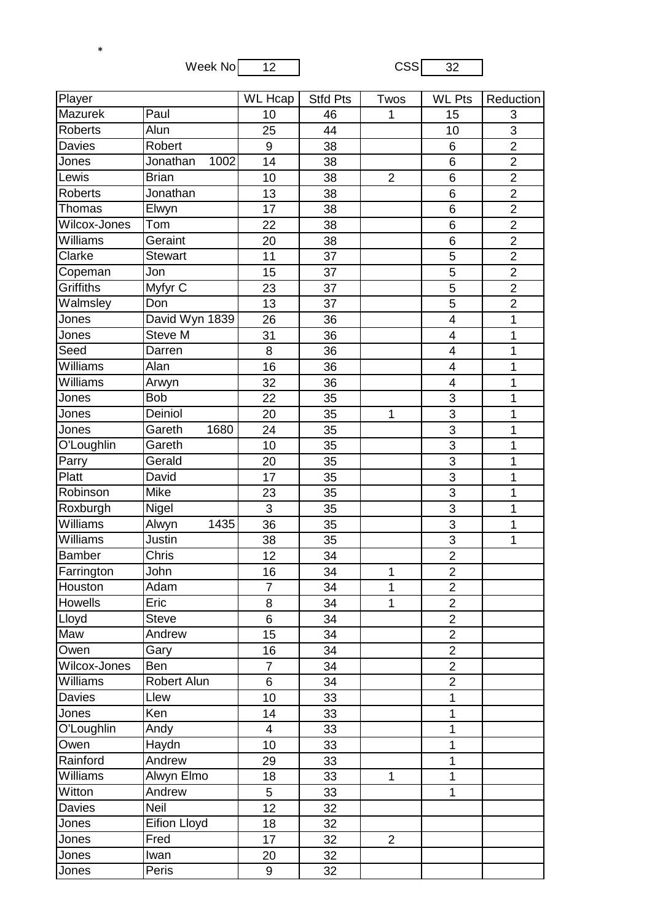*

Week No 12 CSS 32

| Player | | WL Hcap | Stfd Pts | Twos | WL Pts | Reduction |
|---|---|---|---|---|---|---|
| Mazurek | Paul | 10 | 46 | 1 | 15 | 3 |
| Roberts | Alun | 25 | 44 | | 10 | 3 |
| Davies | Robert | 9 | 38 | | 6 | 2 |
| Jones | Jonathan 1002 | 14 | 38 | | 6 | 2 |
| Lewis | Brian | 10 | 38 | 2 | 6 | 2 |
| Roberts | Jonathan | 13 | 38 | | 6 | 2 |
| Thomas | Elwyn | 17 | 38 | | 6 | 2 |
| Wilcox-Jones | Tom | 22 | 38 | | 6 | 2 |
| Williams | Geraint | 20 | 38 | | 6 | 2 |
| Clarke | Stewart | 11 | 37 | | 5 | 2 |
| Copeman | Jon | 15 | 37 | | 5 | 2 |
| Griffiths | Myfyr C | 23 | 37 | | 5 | 2 |
| Walmsley | Don | 13 | 37 | | 5 | 2 |
| Jones | David Wyn 1839 | 26 | 36 | | 4 | 1 |
| Jones | Steve M | 31 | 36 | | 4 | 1 |
| Seed | Darren | 8 | 36 | | 4 | 1 |
| Williams | Alan | 16 | 36 | | 4 | 1 |
| Williams | Arwyn | 32 | 36 | | 4 | 1 |
| Jones | Bob | 22 | 35 | | 3 | 1 |
| Jones | Deiniol | 20 | 35 | 1 | 3 | 1 |
| Jones | Gareth 1680 | 24 | 35 | | 3 | 1 |
| O'Loughlin | Gareth | 10 | 35 | | 3 | 1 |
| Parry | Gerald | 20 | 35 | | 3 | 1 |
| Platt | David | 17 | 35 | | 3 | 1 |
| Robinson | Mike | 23 | 35 | | 3 | 1 |
| Roxburgh | Nigel | 3 | 35 | | 3 | 1 |
| Williams | Alwyn 1435 | 36 | 35 | | 3 | 1 |
| Williams | Justin | 38 | 35 | | 3 | 1 |
| Bamber | Chris | 12 | 34 | | 2 | |
| Farrington | John | 16 | 34 | 1 | 2 | |
| Houston | Adam | 7 | 34 | 1 | 2 | |
| Howells | Eric | 8 | 34 | 1 | 2 | |
| Lloyd | Steve | 6 | 34 | | 2 | |
| Maw | Andrew | 15 | 34 | | 2 | |
| Owen | Gary | 16 | 34 | | 2 | |
| Wilcox-Jones | Ben | 7 | 34 | | 2 | |
| Williams | Robert Alun | 6 | 34 | | 2 | |
| Davies | Llew | 10 | 33 | | 1 | |
| Jones | Ken | 14 | 33 | | 1 | |
| O'Loughlin | Andy | 4 | 33 | | 1 | |
| Owen | Haydn | 10 | 33 | | 1 | |
| Rainford | Andrew | 29 | 33 | | 1 | |
| Williams | Alwyn Elmo | 18 | 33 | 1 | 1 | |
| Witton | Andrew | 5 | 33 | | 1 | |
| Davies | Neil | 12 | 32 | | | |
| Jones | Eifion Lloyd | 18 | 32 | | | |
| Jones | Fred | 17 | 32 | 2 | | |
| Jones | Iwan | 20 | 32 | | | |
| Jones | Peris | 9 | 32 | | | |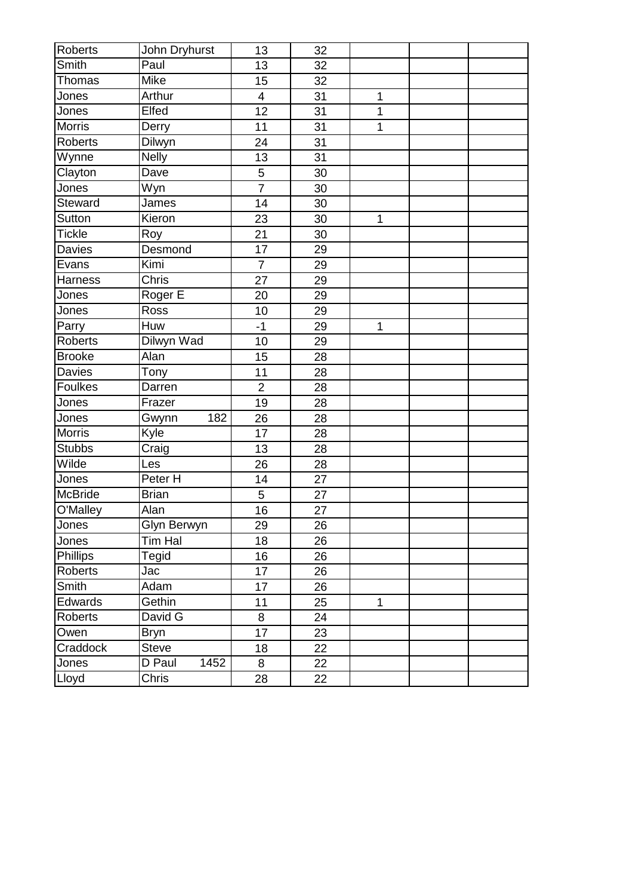| | | | | | | |
|---|---|---|---|---|---|---|
| Roberts | John Dryhurst | 13 | 32 | | | |
| Smith | Paul | 13 | 32 | | | |
| Thomas | Mike | 15 | 32 | | | |
| Jones | Arthur | 4 | 31 | 1 | | |
| Jones | Elfed | 12 | 31 | 1 | | |
| Morris | Derry | 11 | 31 | 1 | | |
| Roberts | Dilwyn | 24 | 31 | | | |
| Wynne | Nelly | 13 | 31 | | | |
| Clayton | Dave | 5 | 30 | | | |
| Jones | Wyn | 7 | 30 | | | |
| Steward | James | 14 | 30 | | | |
| Sutton | Kieron | 23 | 30 | 1 | | |
| Tickle | Roy | 21 | 30 | | | |
| Davies | Desmond | 17 | 29 | | | |
| Evans | Kimi | 7 | 29 | | | |
| Harness | Chris | 27 | 29 | | | |
| Jones | Roger E | 20 | 29 | | | |
| Jones | Ross | 10 | 29 | | | |
| Parry | Huw | -1 | 29 | 1 | | |
| Roberts | Dilwyn Wad | 10 | 29 | | | |
| Brooke | Alan | 15 | 28 | | | |
| Davies | Tony | 11 | 28 | | | |
| Foulkes | Darren | 2 | 28 | | | |
| Jones | Frazer | 19 | 28 | | | |
| Jones | Gwynn 182 | 26 | 28 | | | |
| Morris | Kyle | 17 | 28 | | | |
| Stubbs | Craig | 13 | 28 | | | |
| Wilde | Les | 26 | 28 | | | |
| Jones | Peter H | 14 | 27 | | | |
| McBride | Brian | 5 | 27 | | | |
| O'Malley | Alan | 16 | 27 | | | |
| Jones | Glyn Berwyn | 29 | 26 | | | |
| Jones | Tim Hal | 18 | 26 | | | |
| Phillips | Tegid | 16 | 26 | | | |
| Roberts | Jac | 17 | 26 | | | |
| Smith | Adam | 17 | 26 | | | |
| Edwards | Gethin | 11 | 25 | 1 | | |
| Roberts | David G | 8 | 24 | | | |
| Owen | Bryn | 17 | 23 | | | |
| Craddock | Steve | 18 | 22 | | | |
| Jones | D Paul 1452 | 8 | 22 | | | |
| Lloyd | Chris | 28 | 22 | | | |